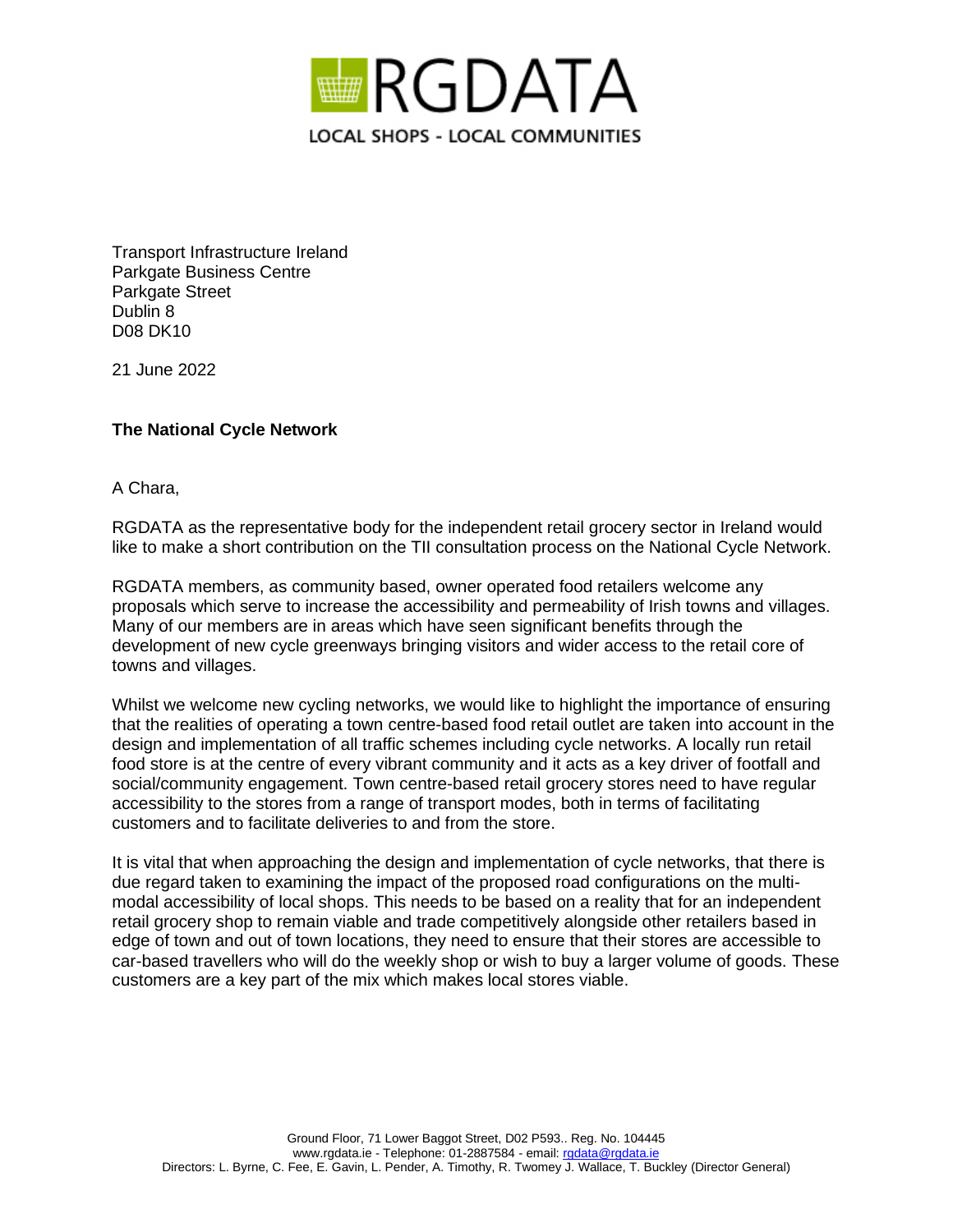RGDATA

LOCAL SHOPS - LOCAL COMMUNITIES

Transport Infrastructure Ireland
Parkgate Business Centre
Parkgate Street
Dublin 8
D08 DK10

21 June 2022

**The National Cycle Network**

A Chara,

RGDATA as the representative body for the independent retail grocery sector in Ireland would like to make a short contribution on the TII consultation process on the National Cycle Network.

RGDATA members, as community based, owner operated food retailers welcome any proposals which serve to increase the accessibility and permeability of Irish towns and villages. Many of our members are in areas which have seen significant benefits through the development of new cycle greenways bringing visitors and wider access to the retail core of towns and villages.

Whilst we welcome new cycling networks, we would like to highlight the importance of ensuring that the realities of operating a town centre-based food retail outlet are taken into account in the design and implementation of all traffic schemes including cycle networks. A locally run retail food store is at the centre of every vibrant community and it acts as a key driver of footfall and social/community engagement. Town centre-based retail grocery stores need to have regular accessibility to the stores from a range of transport modes, both in terms of facilitating customers and to facilitate deliveries to and from the store.

It is vital that when approaching the design and implementation of cycle networks, that there is due regard taken to examining the impact of the proposed road configurations on the multi-modal accessibility of local shops. This needs to be based on a reality that for an independent retail grocery shop to remain viable and trade competitively alongside other retailers based in edge of town and out of town locations, they need to ensure that their stores are accessible to car-based travellers who will do the weekly shop or wish to buy a larger volume of goods. These customers are a key part of the mix which makes local stores viable.

Ground Floor, 71 Lower Baggot Street, D02 P593.. Reg. No. 104445
www.rgdata.ie - Telephone: 01-2887584 - email: rgdata@rgdata.ie
Directors: L. Byrne, C. Fee, E. Gavin, L. Pender, A. Timothy, R. Twomey J. Wallace, T. Buckley (Director General)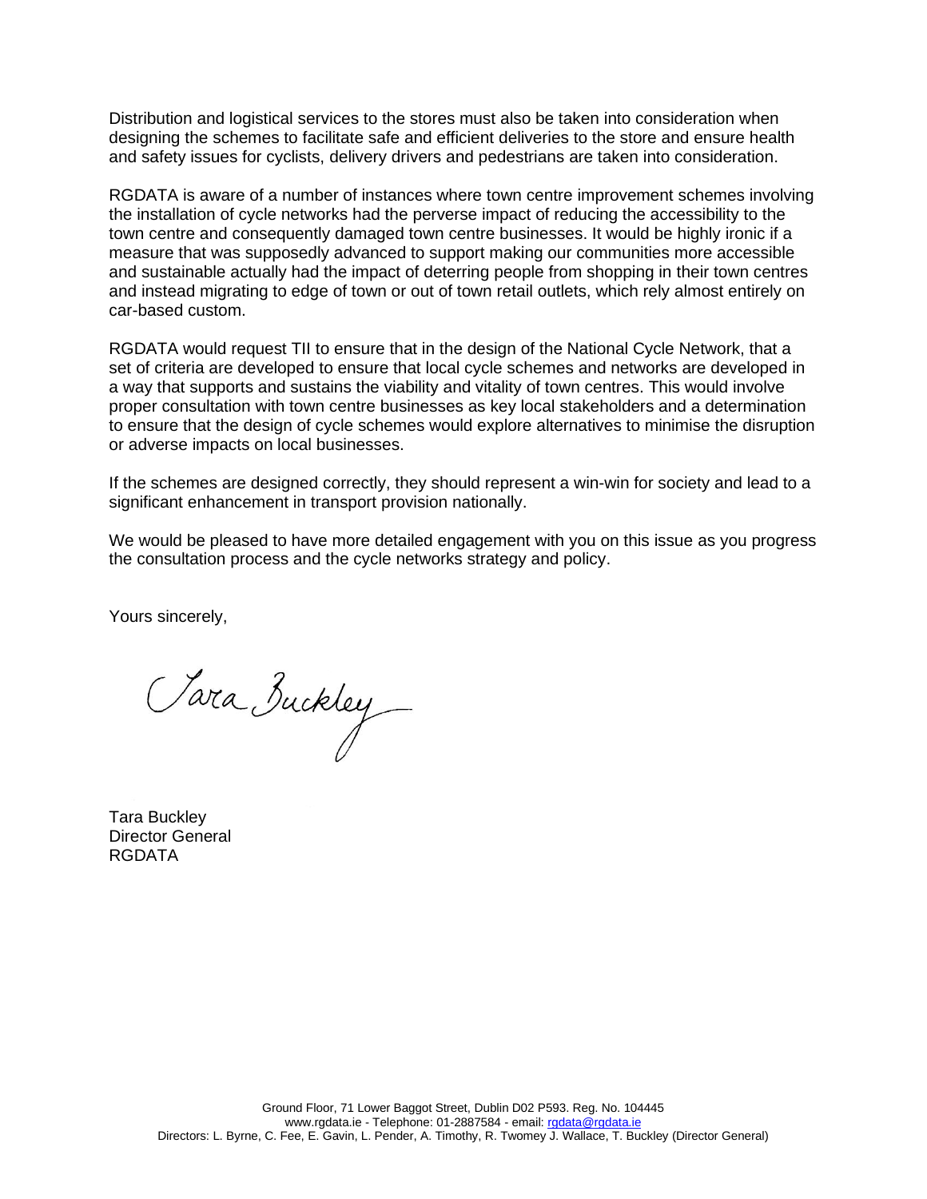Distribution and logistical services to the stores must also be taken into consideration when designing the schemes to facilitate safe and efficient deliveries to the store and ensure health and safety issues for cyclists, delivery drivers and pedestrians are taken into consideration.

RGDATA is aware of a number of instances where town centre improvement schemes involving the installation of cycle networks had the perverse impact of reducing the accessibility to the town centre and consequently damaged town centre businesses. It would be highly ironic if a measure that was supposedly advanced to support making our communities more accessible and sustainable actually had the impact of deterring people from shopping in their town centres and instead migrating to edge of town or out of town retail outlets, which rely almost entirely on car-based custom.

RGDATA would request TII to ensure that in the design of the National Cycle Network, that a set of criteria are developed to ensure that local cycle schemes and networks are developed in a way that supports and sustains the viability and vitality of town centres. This would involve proper consultation with town centre businesses as key local stakeholders and a determination to ensure that the design of cycle schemes would explore alternatives to minimise the disruption or adverse impacts on local businesses.

If the schemes are designed correctly, they should represent a win-win for society and lead to a significant enhancement in transport provision nationally.

We would be pleased to have more detailed engagement with you on this issue as you progress the consultation process and the cycle networks strategy and policy.

Yours sincerely,

Tara Buckley

Tara Buckley
Director General
RGDATA

Ground Floor, 71 Lower Baggot Street, Dublin D02 P593. Reg. No. 104445
www.rgdata.ie - Telephone: 01-2887584 - email: rgdata@rgdata.ie
Directors: L. Byrne, C. Fee, E. Gavin, L. Pender, A. Timothy, R. Twomey J. Wallace, T. Buckley (Director General)